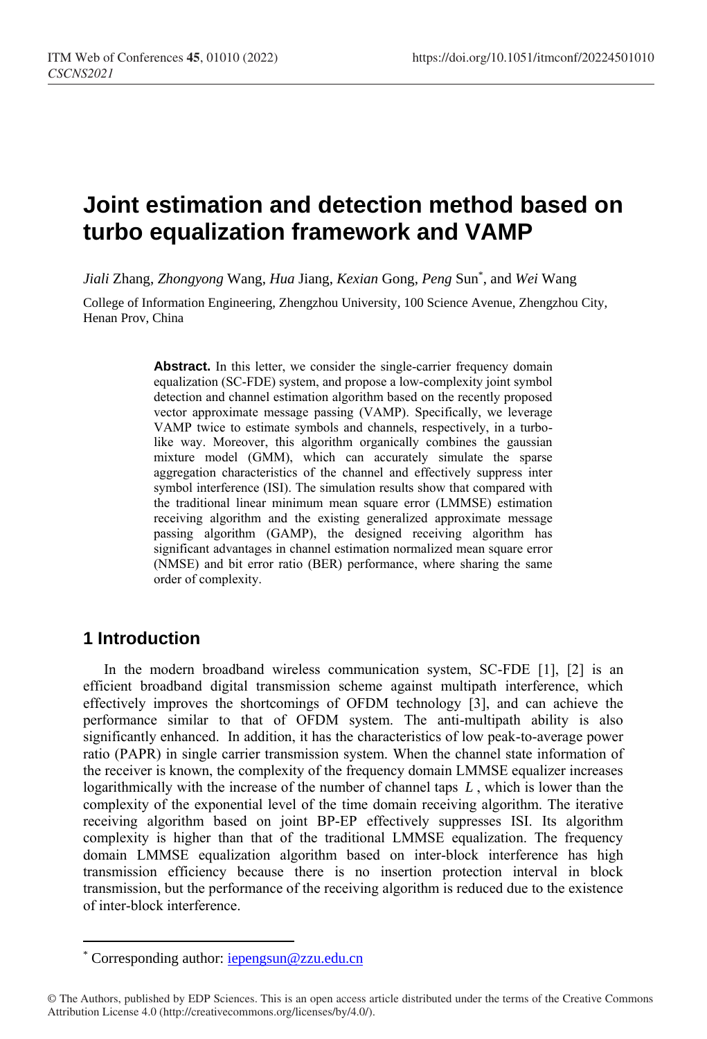# Joint estimation and detection method based on turbo equalization framework and VAMP

*Jiali* Zhang, *Zhongyong* Wang, *Hua* Jiang, *Kexian* Gong, *Peng* Sun*, and *Wei* Wang

College of Information Engineering, Zhengzhou University, 100 Science Avenue, Zhengzhou City, Henan Prov, China

**Abstract.** In this letter, we consider the single-carrier frequency domain equalization (SC-FDE) system, and propose a low-complexity joint symbol detection and channel estimation algorithm based on the recently proposed vector approximate message passing (VAMP). Specifically, we leverage VAMP twice to estimate symbols and channels, respectively, in a turbo-like way. Moreover, this algorithm organically combines the gaussian mixture model (GMM), which can accurately simulate the sparse aggregation characteristics of the channel and effectively suppress inter symbol interference (ISI). The simulation results show that compared with the traditional linear minimum mean square error (LMMSE) estimation receiving algorithm and the existing generalized approximate message passing algorithm (GAMP), the designed receiving algorithm has significant advantages in channel estimation normalized mean square error (NMSE) and bit error ratio (BER) performance, where sharing the same order of complexity.

## 1 Introduction

In the modern broadband wireless communication system, SC-FDE [1], [2] is an efficient broadband digital transmission scheme against multipath interference, which effectively improves the shortcomings of OFDM technology [3], and can achieve the performance similar to that of OFDM system. The anti-multipath ability is also significantly enhanced. In addition, it has the characteristics of low peak-to-average power ratio (PAPR) in single carrier transmission system. When the channel state information of the receiver is known, the complexity of the frequency domain LMMSE equalizer increases logarithmically with the increase of the number of channel taps $L$, which is lower than the complexity of the exponential level of the time domain receiving algorithm. The iterative receiving algorithm based on joint BP-EP effectively suppresses ISI. Its algorithm complexity is higher than that of the traditional LMMSE equalization. The frequency domain LMMSE equalization algorithm based on inter-block interference has high transmission efficiency because there is no insertion protection interval in block transmission, but the performance of the receiving algorithm is reduced due to the existence of inter-block interference.

* Corresponding author: iepengsun@zzu.edu.cn

© The Authors, published by EDP Sciences. This is an open access article distributed under the terms of the Creative Commons Attribution License 4.0 (http://creativecommons.org/licenses/by/4.0/).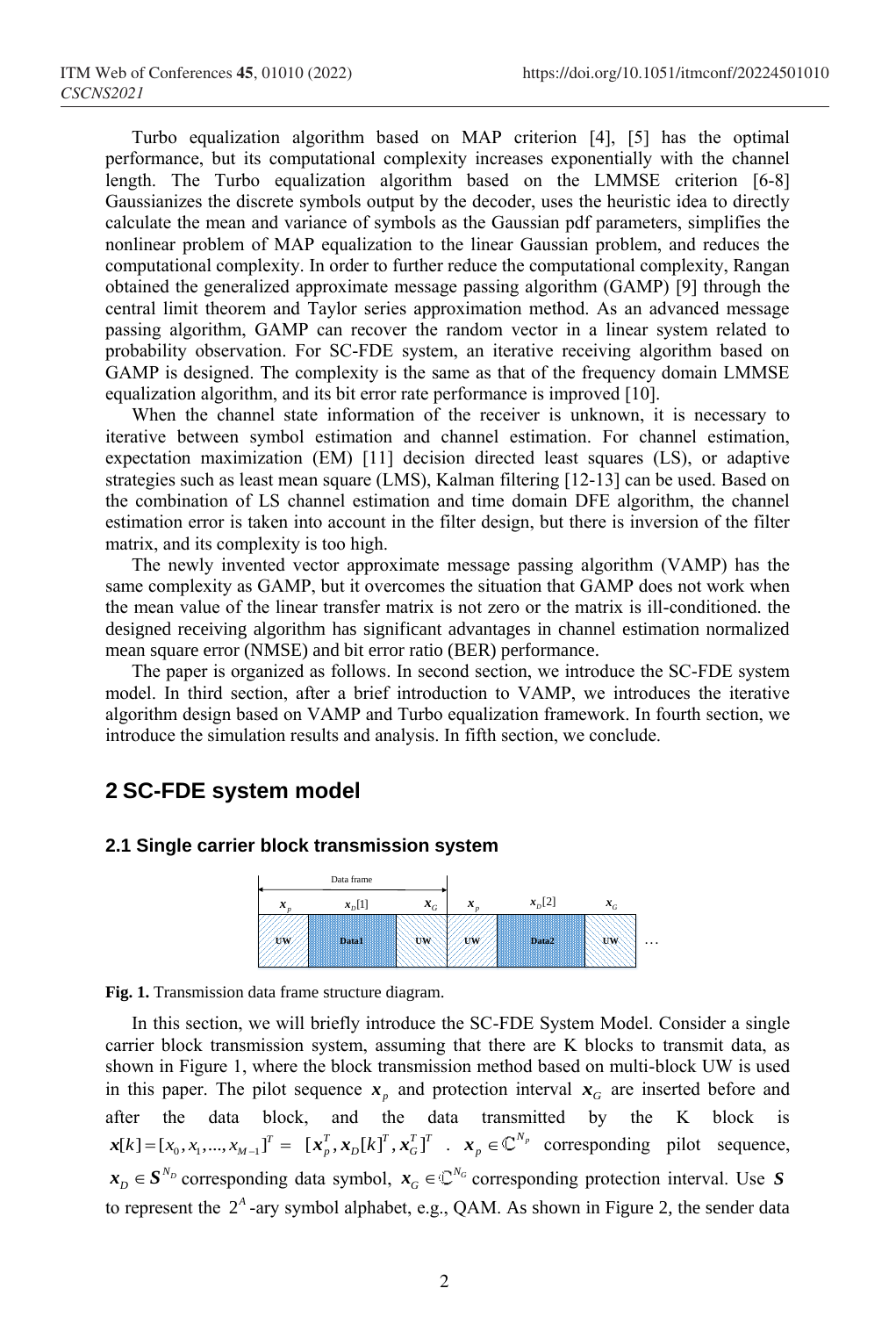Turbo equalization algorithm based on MAP criterion [4], [5] has the optimal performance, but its computational complexity increases exponentially with the channel length. The Turbo equalization algorithm based on the LMMSE criterion [6-8] Gaussianizes the discrete symbols output by the decoder, uses the heuristic idea to directly calculate the mean and variance of symbols as the Gaussian pdf parameters, simplifies the nonlinear problem of MAP equalization to the linear Gaussian problem, and reduces the computational complexity. In order to further reduce the computational complexity, Rangan obtained the generalized approximate message passing algorithm (GAMP) [9] through the central limit theorem and Taylor series approximation method. As an advanced message passing algorithm, GAMP can recover the random vector in a linear system related to probability observation. For SC-FDE system, an iterative receiving algorithm based on GAMP is designed. The complexity is the same as that of the frequency domain LMMSE equalization algorithm, and its bit error rate performance is improved [10].

When the channel state information of the receiver is unknown, it is necessary to iterative between symbol estimation and channel estimation. For channel estimation, expectation maximization (EM) [11] decision directed least squares (LS), or adaptive strategies such as least mean square (LMS), Kalman filtering [12-13] can be used. Based on the combination of LS channel estimation and time domain DFE algorithm, the channel estimation error is taken into account in the filter design, but there is inversion of the filter matrix, and its complexity is too high.

The newly invented vector approximate message passing algorithm (VAMP) has the same complexity as GAMP, but it overcomes the situation that GAMP does not work when the mean value of the linear transfer matrix is not zero or the matrix is ill-conditioned. the designed receiving algorithm has significant advantages in channel estimation normalized mean square error (NMSE) and bit error ratio (BER) performance.

The paper is organized as follows. In second section, we introduce the SC-FDE system model. In third section, after a brief introduction to VAMP, we introduces the iterative algorithm design based on VAMP and Turbo equalization framework. In fourth section, we introduce the simulation results and analysis. In fifth section, we conclude.

## 2 SC-FDE system model

### 2.1 Single carrier block transmission system

| Data frame | | | | | | |
|---|---|---|---|---|---|---|
| $\boldsymbol{x}_p$ | $\boldsymbol{x}_D[1]$ | $\boldsymbol{x}_G$ | $\boldsymbol{x}_p$ | $\boldsymbol{x}_D[2]$ | $\boldsymbol{x}_G$ | |
| UW | Data1 | UW | UW | Data2 | UW | … |

**Fig. 1.** Transmission data frame structure diagram.

In this section, we will briefly introduce the SC-FDE System Model. Consider a single carrier block transmission system, assuming that there are K blocks to transmit data, as shown in Figure 1, where the block transmission method based on multi-block UW is used in this paper. The pilot sequence $\boldsymbol{x}_p$ and protection interval $\boldsymbol{x}_G$ are inserted before and after the data block, and the data transmitted by the K block is $\boldsymbol{x}[k] = [x_0, x_1, ..., x_{M-1}]^T = [\boldsymbol{x}_p^T, \boldsymbol{x}_D[k]^T, \boldsymbol{x}_G^T]^T$ . $\boldsymbol{x}_p \in \mathbb{C}^{N_p}$ corresponding pilot sequence, $\boldsymbol{x}_D \in \boldsymbol{S}^{N_D}$ corresponding data symbol, $\boldsymbol{x}_G \in \mathbb{C}^{N_G}$ corresponding protection interval. Use $\boldsymbol{S}$ to represent the $2^A$-ary symbol alphabet, e.g., QAM. As shown in Figure 2, the sender data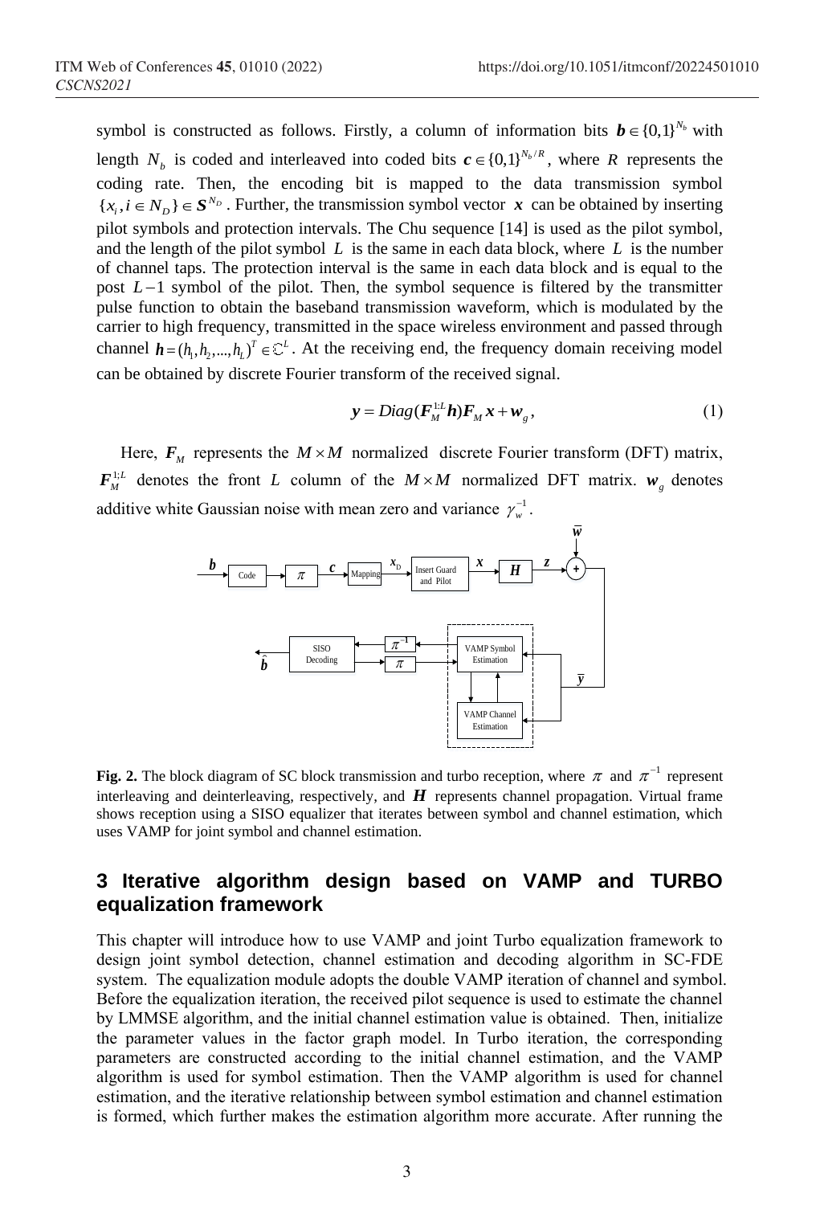symbol is constructed as follows. Firstly, a column of information bits $\boldsymbol{b} \in \{0,1\}^{N_b}$ with length $N_b$ is coded and interleaved into coded bits $\boldsymbol{c} \in \{0,1\}^{N_b/R}$, where $R$ represents the coding rate. Then, the encoding bit is mapped to the data transmission symbol $\{x_i, i \in N_D\} \in \boldsymbol{S}^{N_D}$. Further, the transmission symbol vector $\boldsymbol{x}$ can be obtained by inserting pilot symbols and protection intervals. The Chu sequence [14] is used as the pilot symbol, and the length of the pilot symbol $L$ is the same in each data block, where $L$ is the number of channel taps. The protection interval is the same in each data block and is equal to the post $L-1$ symbol of the pilot. Then, the symbol sequence is filtered by the transmitter pulse function to obtain the baseband transmission waveform, which is modulated by the carrier to high frequency, transmitted in the space wireless environment and passed through channel $\boldsymbol{h} = (h_1, h_2, ..., h_L)^T \in \mathbb{C}^L$. At the receiving end, the frequency domain receiving model can be obtained by discrete Fourier transform of the received signal.

$$\boldsymbol{y} = Diag(\boldsymbol{F}_M^{1:L}\boldsymbol{h})\boldsymbol{F}_M \boldsymbol{x} + \boldsymbol{w}_g, \tag{1}$$

Here, $\boldsymbol{F}_M$ represents the $M \times M$ normalized discrete Fourier transform (DFT) matrix, $\boldsymbol{F}_M^{1:L}$ denotes the front $L$ column of the $M \times M$ normalized DFT matrix. $\boldsymbol{w}_g$ denotes additive white Gaussian noise with mean zero and variance $\gamma_w^{-1}$.

**Fig. 2.** The block diagram of SC block transmission and turbo reception, where $\pi$ and $\pi^{-1}$ represent interleaving and deinterleaving, respectively, and $\boldsymbol{H}$ represents channel propagation. Virtual frame shows reception using a SISO equalizer that iterates between symbol and channel estimation, which uses VAMP for joint symbol and channel estimation.

## 3 Iterative algorithm design based on VAMP and TURBO equalization framework

This chapter will introduce how to use VAMP and joint Turbo equalization framework to design joint symbol detection, channel estimation and decoding algorithm in SC-FDE system. The equalization module adopts the double VAMP iteration of channel and symbol. Before the equalization iteration, the received pilot sequence is used to estimate the channel by LMMSE algorithm, and the initial channel estimation value is obtained. Then, initialize the parameter values in the factor graph model. In Turbo iteration, the corresponding parameters are constructed according to the initial channel estimation, and the VAMP algorithm is used for symbol estimation. Then the VAMP algorithm is used for channel estimation, and the iterative relationship between symbol estimation and channel estimation is formed, which further makes the estimation algorithm more accurate. After running the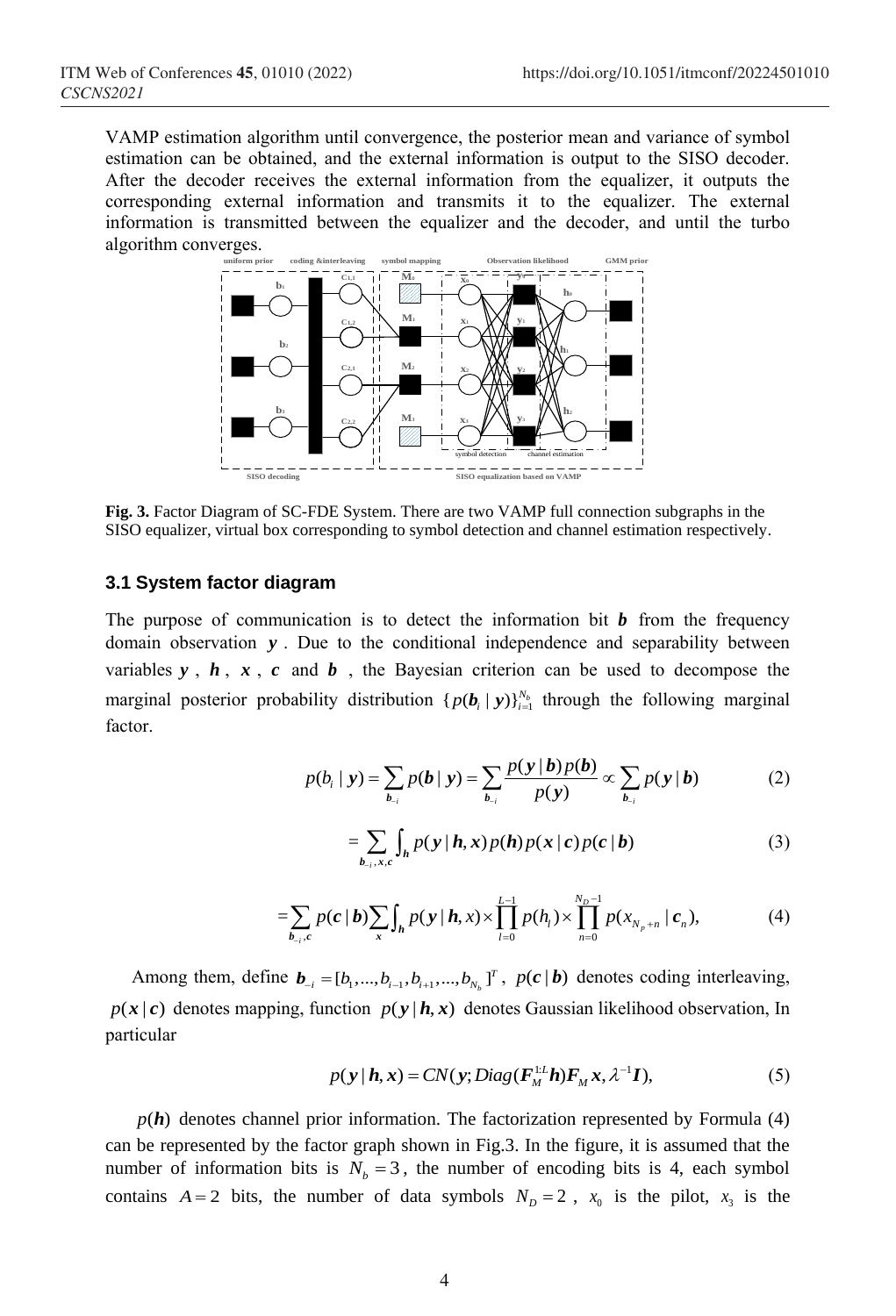VAMP estimation algorithm until convergence, the posterior mean and variance of symbol estimation can be obtained, and the external information is output to the SISO decoder. After the decoder receives the external information from the equalizer, it outputs the corresponding external information and transmits it to the equalizer. The external information is transmitted between the equalizer and the decoder, and until the turbo algorithm converges.

**Fig. 3.** Factor Diagram of SC-FDE System. There are two VAMP full connection subgraphs in the SISO equalizer, virtual box corresponding to symbol detection and channel estimation respectively.

### 3.1 System factor diagram

The purpose of communication is to detect the information bit $\boldsymbol{b}$ from the frequency domain observation $\boldsymbol{y}$. Due to the conditional independence and separability between variables $\boldsymbol{y}$, $\boldsymbol{h}$, $\boldsymbol{x}$, $\boldsymbol{c}$ and $\boldsymbol{b}$, the Bayesian criterion can be used to decompose the marginal posterior probability distribution $\{p(\boldsymbol{b}_i \mid \boldsymbol{y})\}_{i=1}^{N_b}$ through the following marginal factor.

$$p(b_i \mid \boldsymbol{y}) = \sum_{\boldsymbol{b}_{-i}} p(\boldsymbol{b} \mid \boldsymbol{y}) = \sum_{\boldsymbol{b}_{-i}} \frac{p(\boldsymbol{y} \mid \boldsymbol{b}) p(\boldsymbol{b})}{p(\boldsymbol{y})} \propto \sum_{\boldsymbol{b}_{-i}} p(\boldsymbol{y} \mid \boldsymbol{b}) \tag{2}$$

$$= \sum_{\boldsymbol{b}_{-i}, \boldsymbol{x}, \boldsymbol{c}} \int_{\boldsymbol{h}} p(\boldsymbol{y} \mid \boldsymbol{h}, \boldsymbol{x}) p(\boldsymbol{h}) p(\boldsymbol{x} \mid \boldsymbol{c}) p(\boldsymbol{c} \mid \boldsymbol{b}) \tag{3}$$

$$= \sum_{\boldsymbol{b}_{-i}, \boldsymbol{c}} p(\boldsymbol{c} \mid \boldsymbol{b}) \sum_{\boldsymbol{x}} \int_{\boldsymbol{h}} p(\boldsymbol{y} \mid \boldsymbol{h}, \boldsymbol{x}) \times \prod_{l=0}^{L-1} p(h_l) \times \prod_{n=0}^{N_D-1} p(x_{N_p+n} \mid \boldsymbol{c}_n), \tag{4}$$

Among them, define $\boldsymbol{b}_{-i} = [b_1, ..., b_{i-1}, b_{i+1}, ..., b_{N_b}]^T$, $p(\boldsymbol{c} \mid \boldsymbol{b})$ denotes coding interleaving, $p(\boldsymbol{x} \mid \boldsymbol{c})$ denotes mapping, function $p(\boldsymbol{y} \mid \boldsymbol{h}, \boldsymbol{x})$ denotes Gaussian likelihood observation, In particular

$$p(\boldsymbol{y} \mid \boldsymbol{h}, \boldsymbol{x}) = CN(\boldsymbol{y}; Diag(\boldsymbol{F}_M^{1:L} \boldsymbol{h}) \boldsymbol{F}_M \boldsymbol{x}, \lambda^{-1} \boldsymbol{I}), \tag{5}$$

$p(\boldsymbol{h})$ denotes channel prior information. The factorization represented by Formula (4) can be represented by the factor graph shown in Fig.3. In the figure, it is assumed that the number of information bits is $N_b = 3$, the number of encoding bits is 4, each symbol contains $A = 2$ bits, the number of data symbols $N_D = 2$, $x_0$ is the pilot, $x_3$ is the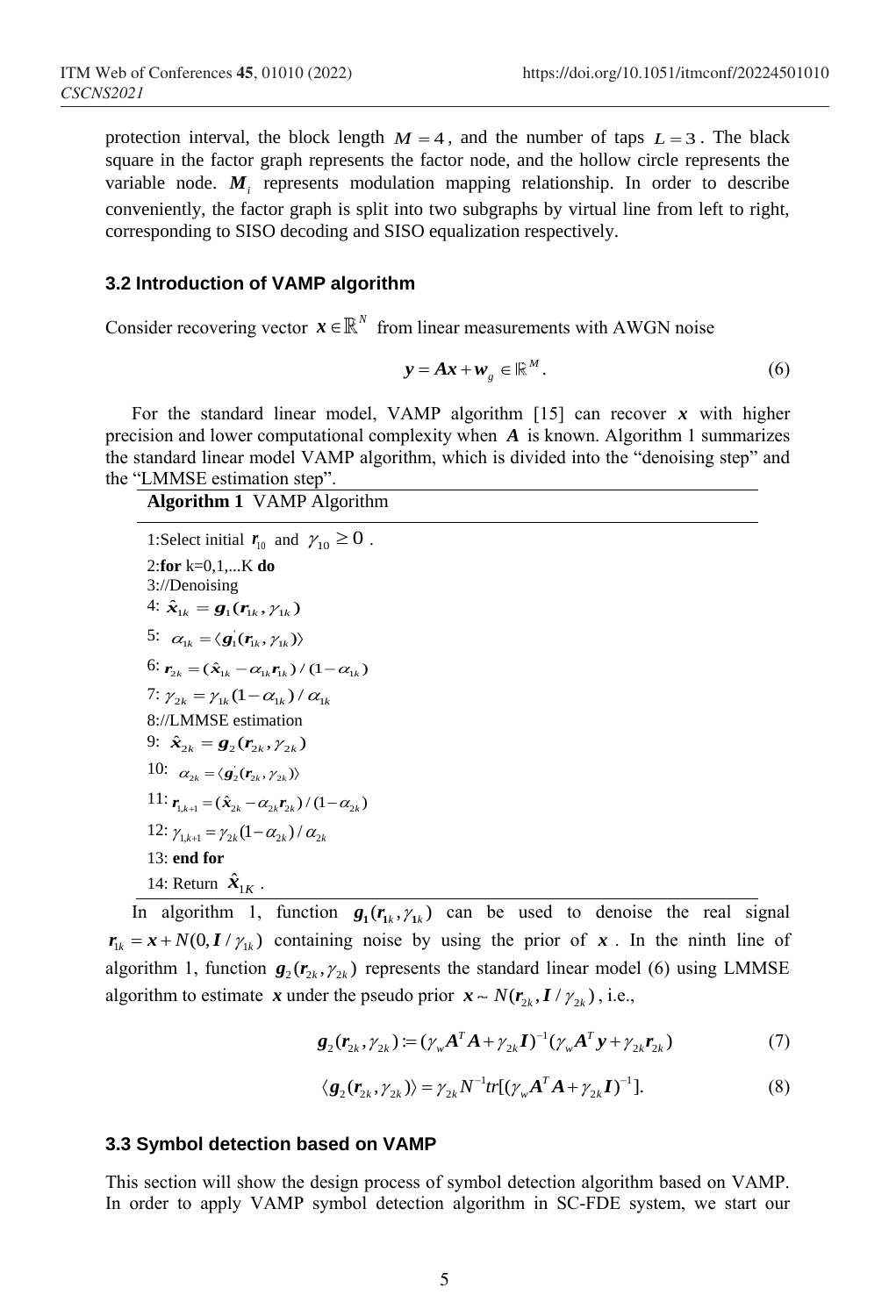protection interval, the block length $M=4$, and the number of taps $L=3$. The black square in the factor graph represents the factor node, and the hollow circle represents the variable node. $\boldsymbol{M}_i$ represents modulation mapping relationship. In order to describe conveniently, the factor graph is split into two subgraphs by virtual line from left to right, corresponding to SISO decoding and SISO equalization respectively.

### 3.2 Introduction of VAMP algorithm

Consider recovering vector $\boldsymbol{x} \in \mathbb{R}^N$ from linear measurements with AWGN noise

$$\boldsymbol{y} = \boldsymbol{A}\boldsymbol{x} + \boldsymbol{w}_g \in \mathbb{R}^M. \tag{6}$$

For the standard linear model, VAMP algorithm [15] can recover $\boldsymbol{x}$ with higher precision and lower computational complexity when $\boldsymbol{A}$ is known. Algorithm 1 summarizes the standard linear model VAMP algorithm, which is divided into the "denoising step" and the "LMMSE estimation step".

**Algorithm 1** VAMP Algorithm

1:Select initial $\boldsymbol{r}_{10}$ and $\gamma_{10} \geq 0$.
2:**for** k=0,1,...K **do**
3://Denoising
4: $\hat{\boldsymbol{x}}_{1k} = \boldsymbol{g}_1(\boldsymbol{r}_{1k}, \gamma_{1k})$
5: $\alpha_{1k} = \langle \boldsymbol{g}_1^{'}(\boldsymbol{r}_{1k}, \gamma_{1k}) \rangle$
6: $\boldsymbol{r}_{2k} = (\hat{\boldsymbol{x}}_{1k} - \alpha_{1k}\boldsymbol{r}_{1k}) / (1-\alpha_{1k})$
7: $\gamma_{2k} = \gamma_{1k}(1-\alpha_{1k}) / \alpha_{1k}$
8://LMMSE estimation
9: $\hat{\boldsymbol{x}}_{2k} = \boldsymbol{g}_2(\boldsymbol{r}_{2k}, \gamma_{2k})$
10: $\alpha_{2k} = \langle \boldsymbol{g}_2^{'}(\boldsymbol{r}_{2k}, \gamma_{2k}) \rangle$
11: $\boldsymbol{r}_{1,k+1} = (\hat{\boldsymbol{x}}_{2k} - \alpha_{2k}\boldsymbol{r}_{2k}) / (1-\alpha_{2k})$
12: $\gamma_{1,k+1} = \gamma_{2k}(1-\alpha_{2k}) / \alpha_{2k}$
13: **end for**
14: Return $\hat{\boldsymbol{x}}_{1K}$.

In algorithm 1, function $\boldsymbol{g}_1(\boldsymbol{r}_{1k}, \gamma_{1k})$ can be used to denoise the real signal $\boldsymbol{r}_{1k} = \boldsymbol{x} + N(0, \boldsymbol{I}/\gamma_{1k})$ containing noise by using the prior of $\boldsymbol{x}$. In the ninth line of algorithm 1, function $\boldsymbol{g}_2(\boldsymbol{r}_{2k}, \gamma_{2k})$ represents the standard linear model (6) using LMMSE algorithm to estimate $\boldsymbol{x}$ under the pseudo prior $\boldsymbol{x} \sim N(\boldsymbol{r}_{2k}, \boldsymbol{I}/\gamma_{2k})$, i.e.,

$$\boldsymbol{g}_2(\boldsymbol{r}_{2k}, \gamma_{2k}) := (\gamma_w \boldsymbol{A}^T\boldsymbol{A} + \gamma_{2k}\boldsymbol{I})^{-1}(\gamma_w \boldsymbol{A}^T\boldsymbol{y} + \gamma_{2k}\boldsymbol{r}_{2k}) \tag{7}$$

$$\langle \boldsymbol{g}_2(\boldsymbol{r}_{2k}, \gamma_{2k}) \rangle = \gamma_{2k} N^{-1} tr[(\gamma_w \boldsymbol{A}^T\boldsymbol{A} + \gamma_{2k}\boldsymbol{I})^{-1}]. \tag{8}$$

### 3.3 Symbol detection based on VAMP

This section will show the design process of symbol detection algorithm based on VAMP. In order to apply VAMP symbol detection algorithm in SC-FDE system, we start our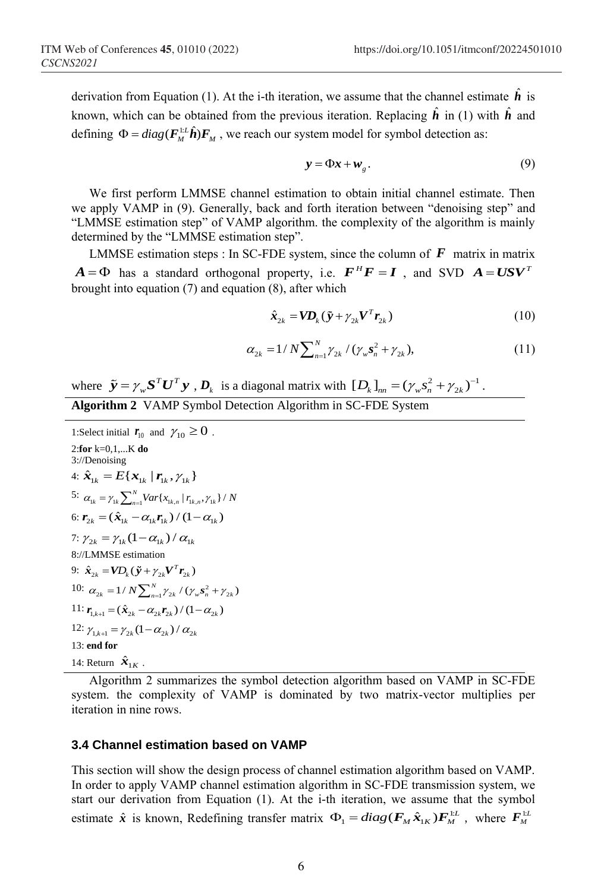derivation from Equation (1). At the i-th iteration, we assume that the channel estimate $\hat{\boldsymbol{h}}$ is known, which can be obtained from the previous iteration. Replacing $\hat{\boldsymbol{h}}$ in (1) with $\hat{\boldsymbol{h}}$ and defining $\Phi = diag(\boldsymbol{F}_M^{1:L}\hat{\boldsymbol{h}})\boldsymbol{F}_M$, we reach our system model for symbol detection as:

$$\boldsymbol{y} = \Phi\boldsymbol{x} + \boldsymbol{w}_g. \tag{9}$$

We first perform LMMSE channel estimation to obtain initial channel estimate. Then we apply VAMP in (9). Generally, back and forth iteration between "denoising step" and "LMMSE estimation step" of VAMP algorithm. the complexity of the algorithm is mainly determined by the "LMMSE estimation step".

LMMSE estimation steps : In SC-FDE system, since the column of $\boldsymbol{F}$ matrix in matrix $\boldsymbol{A} = \Phi$ has a standard orthogonal property, i.e. $\boldsymbol{F}^H\boldsymbol{F} = \boldsymbol{I}$, and SVD $\boldsymbol{A} = \boldsymbol{U}\boldsymbol{S}\boldsymbol{V}^T$ brought into equation (7) and equation (8), after which

$$\hat{\boldsymbol{x}}_{2k} = \boldsymbol{V}\boldsymbol{D}_k(\tilde{\boldsymbol{y}} + \gamma_{2k}\boldsymbol{V}^T\boldsymbol{r}_{2k}) \tag{10}$$

$$\alpha_{2k} = 1/N\sum_{n=1}^{N}\gamma_{2k}/(\gamma_w\boldsymbol{s}_n^2 + \gamma_{2k}), \tag{11}$$

where $\tilde{\boldsymbol{y}} = \gamma_w\boldsymbol{S}^T\boldsymbol{U}^T\boldsymbol{y}$, $\boldsymbol{D}_k$ is a diagonal matrix with $[D_k]_{nn} = (\gamma_w s_n^2 + \gamma_{2k})^{-1}$.

**Algorithm 2** VAMP Symbol Detection Algorithm in SC-FDE System

1:Select initial $\boldsymbol{r}_{10}$ and $\gamma_{10} \geq 0$.
2:**for** k=0,1,...K **do**
3://Denoising
4: $\hat{\boldsymbol{x}}_{1k} = E\{\boldsymbol{x}_{1k} \mid \boldsymbol{r}_{1k}, \gamma_{1k}\}$
5: $\alpha_{1k} = \gamma_{1k}\sum_{n=1}^{N}Var\{x_{1k,n} \mid r_{1k,n}, \gamma_{1k}\}/N$
6: $\boldsymbol{r}_{2k} = (\hat{\boldsymbol{x}}_{1k} - \alpha_{1k}\boldsymbol{r}_{1k})/(1-\alpha_{1k})$
7: $\gamma_{2k} = \gamma_{1k}(1-\alpha_{1k})/\alpha_{1k}$
8://LMMSE estimation
9: $\hat{\boldsymbol{x}}_{2k} = \boldsymbol{V}D_k(\tilde{\boldsymbol{y}} + \gamma_{2k}\boldsymbol{V}^T\boldsymbol{r}_{2k})$
10: $\alpha_{2k} = 1/N\sum_{n=1}^{N}\gamma_{2k}/(\gamma_w\boldsymbol{s}_n^2 + \gamma_{2k})$
11: $\boldsymbol{r}_{1,k+1} = (\hat{\boldsymbol{x}}_{2k} - \alpha_{2k}\boldsymbol{r}_{2k})/(1-\alpha_{2k})$
12: $\gamma_{1,k+1} = \gamma_{2k}(1-\alpha_{2k})/\alpha_{2k}$
13: **end for**
14: Return $\hat{\boldsymbol{x}}_{1K}$.

Algorithm 2 summarizes the symbol detection algorithm based on VAMP in SC-FDE system. the complexity of VAMP is dominated by two matrix-vector multiplies per iteration in nine rows.

### 3.4 Channel estimation based on VAMP

This section will show the design process of channel estimation algorithm based on VAMP. In order to apply VAMP channel estimation algorithm in SC-FDE transmission system, we start our derivation from Equation (1). At the i-th iteration, we assume that the symbol estimate $\hat{\boldsymbol{x}}$ is known, Redefining transfer matrix $\Phi_1 = diag(\boldsymbol{F}_M\hat{\boldsymbol{x}}_{1K})\boldsymbol{F}_M^{1:L}$, where $\boldsymbol{F}_M^{1:L}$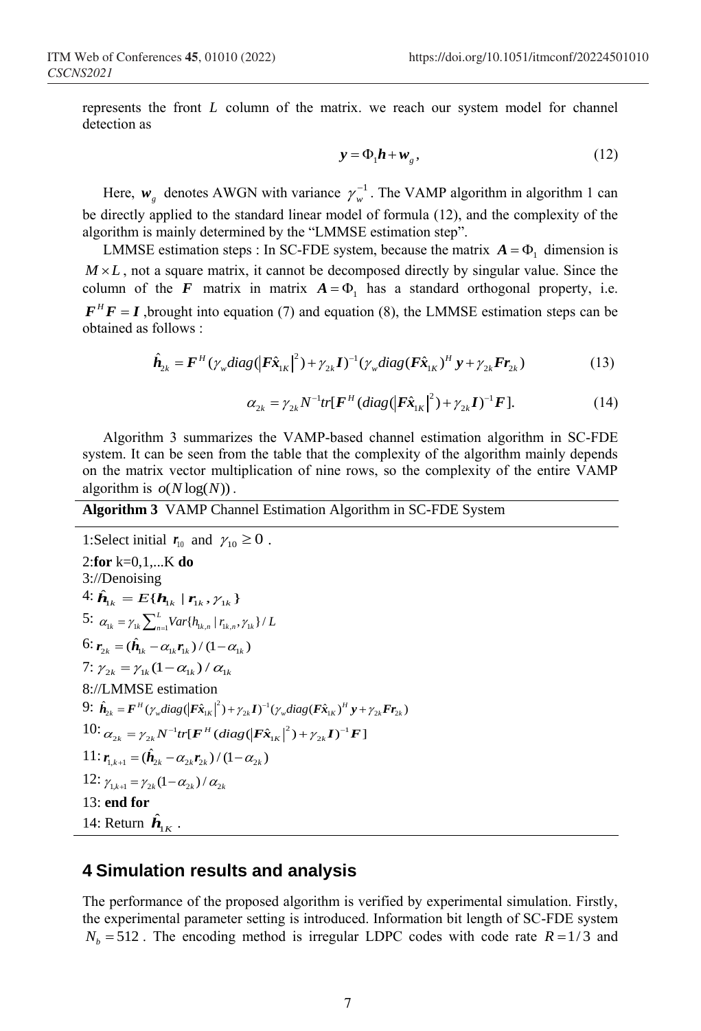represents the front $L$ column of the matrix. we reach our system model for channel detection as

$$\boldsymbol{y} = \Phi_1 \boldsymbol{h} + \boldsymbol{w}_g , \tag{12}$$

Here, $\boldsymbol{w}_g$ denotes AWGN with variance $\gamma_w^{-1}$. The VAMP algorithm in algorithm 1 can be directly applied to the standard linear model of formula (12), and the complexity of the algorithm is mainly determined by the "LMMSE estimation step".

LMMSE estimation steps : In SC-FDE system, because the matrix $\boldsymbol{A} = \Phi_1$ dimension is $M \times L$, not a square matrix, it cannot be decomposed directly by singular value. Since the column of the $\boldsymbol{F}$ matrix in matrix $\boldsymbol{A} = \Phi_1$ has a standard orthogonal property, i.e. $\boldsymbol{F}^H \boldsymbol{F} = \boldsymbol{I}$ ,brought into equation (7) and equation (8), the LMMSE estimation steps can be obtained as follows :

$$\hat{\boldsymbol{h}}_{2k} = \boldsymbol{F}^H (\gamma_w diag(\left|\boldsymbol{F}\hat{\boldsymbol{x}}_{1K}\right|^2) + \gamma_{2k}\boldsymbol{I})^{-1}(\gamma_w diag(\boldsymbol{F}\hat{\boldsymbol{x}}_{1K})^H \boldsymbol{y} + \gamma_{2k}\boldsymbol{F}\boldsymbol{r}_{2k}) \tag{13}$$

$$\alpha_{2k} = \gamma_{2k} N^{-1} tr[\boldsymbol{F}^H (diag(\left|\boldsymbol{F}\hat{\boldsymbol{x}}_{1K}\right|^2) + \gamma_{2k}\boldsymbol{I})^{-1}\boldsymbol{F}]. \tag{14}$$

Algorithm 3 summarizes the VAMP-based channel estimation algorithm in SC-FDE system. It can be seen from the table that the complexity of the algorithm mainly depends on the matrix vector multiplication of nine rows, so the complexity of the entire VAMP algorithm is $o(N\log(N))$.

**Algorithm 3** VAMP Channel Estimation Algorithm in SC-FDE System

1:Select initial $\boldsymbol{r}_{10}$ and $\gamma_{10} \geq 0$ .
2:**for** k=0,1,...K **do**
3://Denoising
4: $\hat{\boldsymbol{h}}_{1k} = E\{\boldsymbol{h}_{1k} \mid \boldsymbol{r}_{1k}, \gamma_{1k}\}$
5: $\alpha_{1k} = \gamma_{1k} \sum_{n=1}^{L} Var\{h_{1k,n} \mid r_{1k,n}, \gamma_{1k}\} / L$
6: $\boldsymbol{r}_{2k} = (\hat{\boldsymbol{h}}_{1k} - \alpha_{1k}\boldsymbol{r}_{1k}) / (1-\alpha_{1k})$
7: $\gamma_{2k} = \gamma_{1k}(1-\alpha_{1k}) / \alpha_{1k}$
8://LMMSE estimation
9: $\hat{\boldsymbol{h}}_{2k} = \boldsymbol{F}^H (\gamma_w diag(\left|\boldsymbol{F}\hat{\boldsymbol{x}}_{1K}\right|^2) + \gamma_{2k}\boldsymbol{I})^{-1}(\gamma_w diag(\boldsymbol{F}\hat{\boldsymbol{x}}_{1K})^H \boldsymbol{y} + \gamma_{2k}\boldsymbol{F}\boldsymbol{r}_{2k})$
10: $\alpha_{2k} = \gamma_{2k} N^{-1} tr[\boldsymbol{F}^H (diag(\left|\boldsymbol{F}\hat{\boldsymbol{x}}_{1K}\right|^2) + \gamma_{2k}\boldsymbol{I})^{-1}\boldsymbol{F}]$
11: $\boldsymbol{r}_{1,k+1} = (\hat{\boldsymbol{h}}_{2k} - \alpha_{2k}\boldsymbol{r}_{2k}) / (1-\alpha_{2k})$
12: $\gamma_{1,k+1} = \gamma_{2k}(1-\alpha_{2k}) / \alpha_{2k}$
13: **end for**
14: Return $\hat{\boldsymbol{h}}_{1K}$ .

## 4 Simulation results and analysis

The performance of the proposed algorithm is verified by experimental simulation. Firstly, the experimental parameter setting is introduced. Information bit length of SC-FDE system $N_b = 512$ . The encoding method is irregular LDPC codes with code rate $R = 1/3$ and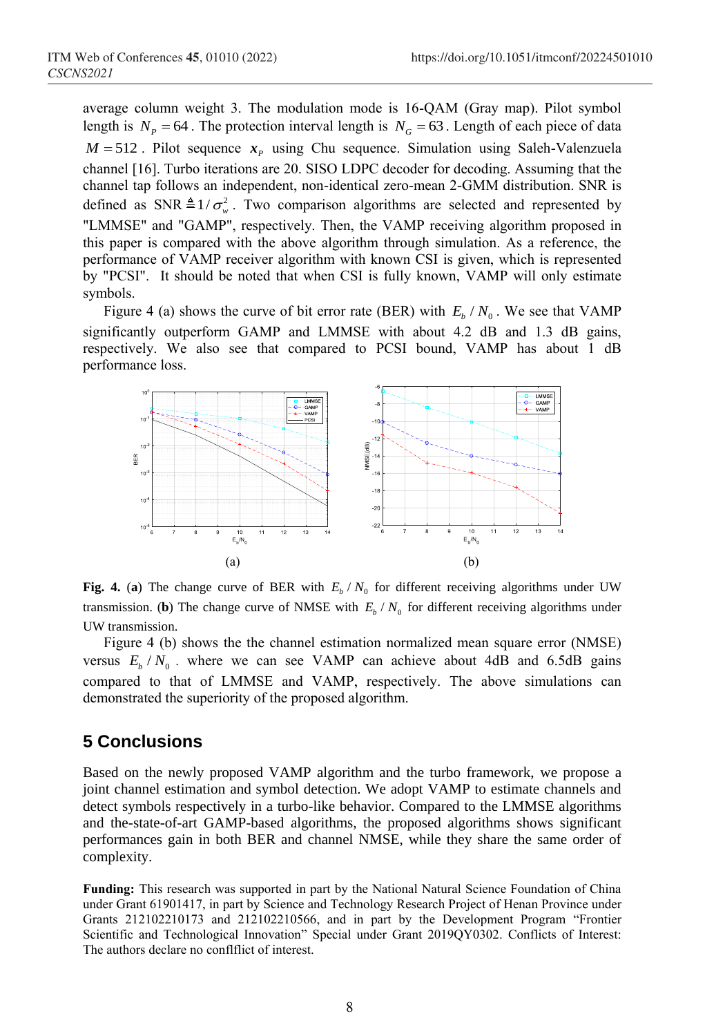average column weight 3. The modulation mode is 16-QAM (Gray map). Pilot symbol length is $N_P = 64$. The protection interval length is $N_G = 63$. Length of each piece of data $M = 512$. Pilot sequence $\boldsymbol{x}_P$ using Chu sequence. Simulation using Saleh-Valenzuela channel [16]. Turbo iterations are 20. SISO LDPC decoder for decoding. Assuming that the channel tap follows an independent, non-identical zero-mean 2-GMM distribution. SNR is defined as $\text{SNR} \triangleq 1/\sigma_w^2$. Two comparison algorithms are selected and represented by "LMMSE" and "GAMP", respectively. Then, the VAMP receiving algorithm proposed in this paper is compared with the above algorithm through simulation. As a reference, the performance of VAMP receiver algorithm with known CSI is given, which is represented by "PCSI". It should be noted that when CSI is fully known, VAMP will only estimate symbols.

Figure 4 (a) shows the curve of bit error rate (BER) with $E_b / N_0$. We see that VAMP significantly outperform GAMP and LMMSE with about 4.2 dB and 1.3 dB gains, respectively. We also see that compared to PCSI bound, VAMP has about 1 dB performance loss.

(a) (b)

**Fig. 4.** (**a**) The change curve of BER with $E_b / N_0$ for different receiving algorithms under UW transmission. (**b**) The change curve of NMSE with $E_b / N_0$ for different receiving algorithms under UW transmission.

Figure 4 (b) shows the the channel estimation normalized mean square error (NMSE) versus $E_b / N_0$. where we can see VAMP can achieve about 4dB and 6.5dB gains compared to that of LMMSE and VAMP, respectively. The above simulations can demonstrated the superiority of the proposed algorithm.

## 5 Conclusions

Based on the newly proposed VAMP algorithm and the turbo framework, we propose a joint channel estimation and symbol detection. We adopt VAMP to estimate channels and detect symbols respectively in a turbo-like behavior. Compared to the LMMSE algorithms and the-state-of-art GAMP-based algorithms, the proposed algorithms shows significant performances gain in both BER and channel NMSE, while they share the same order of complexity.

**Funding:** This research was supported in part by the National Natural Science Foundation of China under Grant 61901417, in part by Science and Technology Research Project of Henan Province under Grants 212102210173 and 212102210566, and in part by the Development Program "Frontier Scientific and Technological Innovation" Special under Grant 2019QY0302. Conflicts of Interest: The authors declare no conflflict of interest.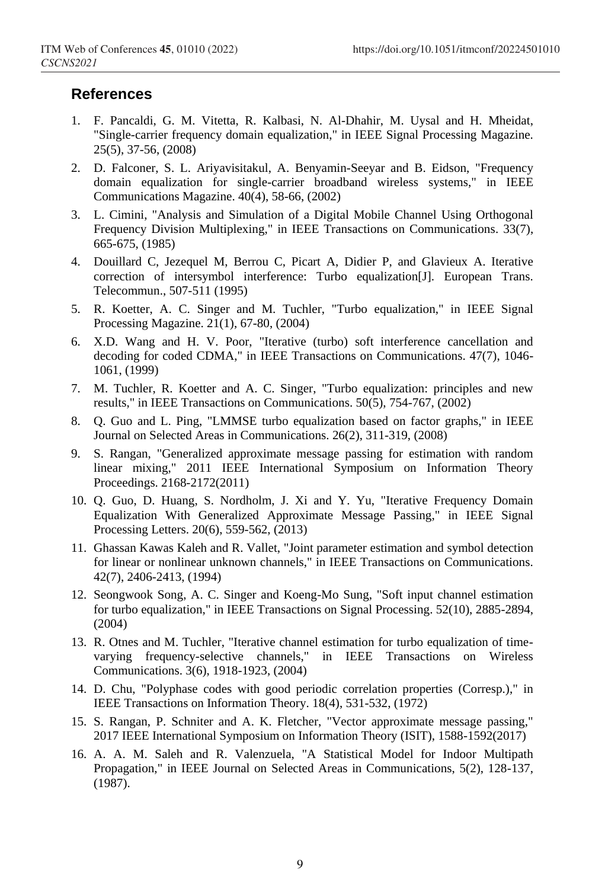## References

1. F. Pancaldi, G. M. Vitetta, R. Kalbasi, N. Al-Dhahir, M. Uysal and H. Mheidat, "Single-carrier frequency domain equalization," in IEEE Signal Processing Magazine. 25(5), 37-56, (2008)
2. D. Falconer, S. L. Ariyavisitakul, A. Benyamin-Seeyar and B. Eidson, "Frequency domain equalization for single-carrier broadband wireless systems," in IEEE Communications Magazine. 40(4), 58-66, (2002)
3. L. Cimini, "Analysis and Simulation of a Digital Mobile Channel Using Orthogonal Frequency Division Multiplexing," in IEEE Transactions on Communications. 33(7), 665-675, (1985)
4. Douillard C, Jezequel M, Berrou C, Picart A, Didier P, and Glavieux A. Iterative correction of intersymbol interference: Turbo equalization[J]. European Trans. Telecommun., 507-511 (1995)
5. R. Koetter, A. C. Singer and M. Tuchler, "Turbo equalization," in IEEE Signal Processing Magazine. 21(1), 67-80, (2004)
6. X.D. Wang and H. V. Poor, "Iterative (turbo) soft interference cancellation and decoding for coded CDMA," in IEEE Transactions on Communications. 47(7), 1046-1061, (1999)
7. M. Tuchler, R. Koetter and A. C. Singer, "Turbo equalization: principles and new results," in IEEE Transactions on Communications. 50(5), 754-767, (2002)
8. Q. Guo and L. Ping, "LMMSE turbo equalization based on factor graphs," in IEEE Journal on Selected Areas in Communications. 26(2), 311-319, (2008)
9. S. Rangan, "Generalized approximate message passing for estimation with random linear mixing," 2011 IEEE International Symposium on Information Theory Proceedings. 2168-2172(2011)
10. Q. Guo, D. Huang, S. Nordholm, J. Xi and Y. Yu, "Iterative Frequency Domain Equalization With Generalized Approximate Message Passing," in IEEE Signal Processing Letters. 20(6), 559-562, (2013)
11. Ghassan Kawas Kaleh and R. Vallet, "Joint parameter estimation and symbol detection for linear or nonlinear unknown channels," in IEEE Transactions on Communications. 42(7), 2406-2413, (1994)
12. Seongwook Song, A. C. Singer and Koeng-Mo Sung, "Soft input channel estimation for turbo equalization," in IEEE Transactions on Signal Processing. 52(10), 2885-2894, (2004)
13. R. Otnes and M. Tuchler, "Iterative channel estimation for turbo equalization of time-varying frequency-selective channels," in IEEE Transactions on Wireless Communications. 3(6), 1918-1923, (2004)
14. D. Chu, "Polyphase codes with good periodic correlation properties (Corresp.)," in IEEE Transactions on Information Theory. 18(4), 531-532, (1972)
15. S. Rangan, P. Schniter and A. K. Fletcher, "Vector approximate message passing," 2017 IEEE International Symposium on Information Theory (ISIT), 1588-1592(2017)
16. A. A. M. Saleh and R. Valenzuela, "A Statistical Model for Indoor Multipath Propagation," in IEEE Journal on Selected Areas in Communications, 5(2), 128-137, (1987).